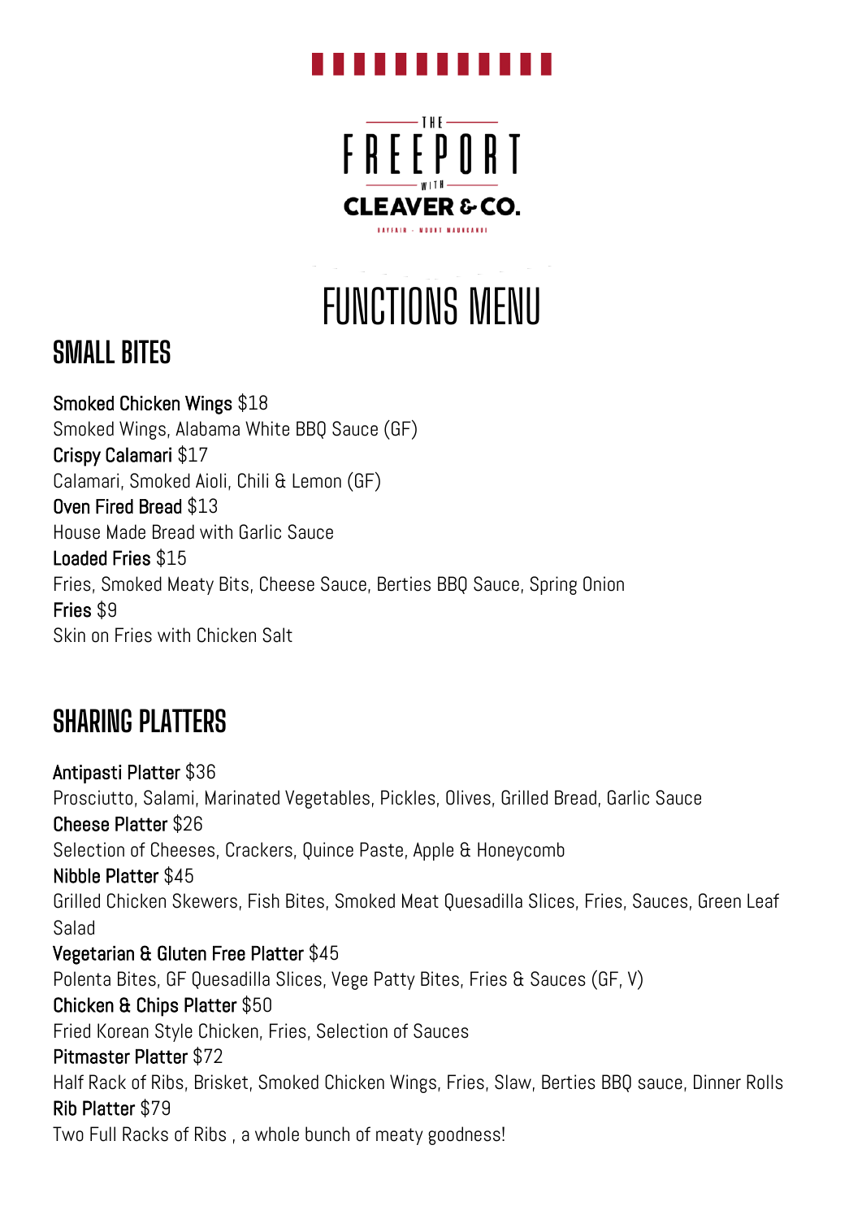THE FREEPORT WITH CLEAVER & CO.

BAYFAIR - MOUNT MAUNGANUI

# FUNCTIONS MENU

## SMALL BITES

**Smoked Chicken Wings** $18
Smoked Wings, Alabama White BBQ Sauce (GF)

**Crispy Calamari** $17
Calamari, Smoked Aioli, Chili & Lemon (GF)

**Oven Fired Bread** $13
House Made Bread with Garlic Sauce

**Loaded Fries** $15
Fries, Smoked Meaty Bits, Cheese Sauce, Berties BBQ Sauce, Spring Onion

**Fries** $9
Skin on Fries with Chicken Salt

## SHARING PLATTERS

**Antipasti Platter** $36
Prosciutto, Salami, Marinated Vegetables, Pickles, Olives, Grilled Bread, Garlic Sauce

**Cheese Platter** $26
Selection of Cheeses, Crackers, Quince Paste, Apple & Honeycomb

**Nibble Platter** $45
Grilled Chicken Skewers, Fish Bites, Smoked Meat Quesadilla Slices, Fries, Sauces, Green Leaf Salad

**Vegetarian & Gluten Free Platter** $45
Polenta Bites, GF Quesadilla Slices, Vege Patty Bites, Fries & Sauces (GF, V)

**Chicken & Chips Platter** $50
Fried Korean Style Chicken, Fries, Selection of Sauces

**Pitmaster Platter** $72
Half Rack of Ribs, Brisket, Smoked Chicken Wings, Fries, Slaw, Berties BBQ sauce, Dinner Rolls

**Rib Platter** $79
Two Full Racks of Ribs , a whole bunch of meaty goodness!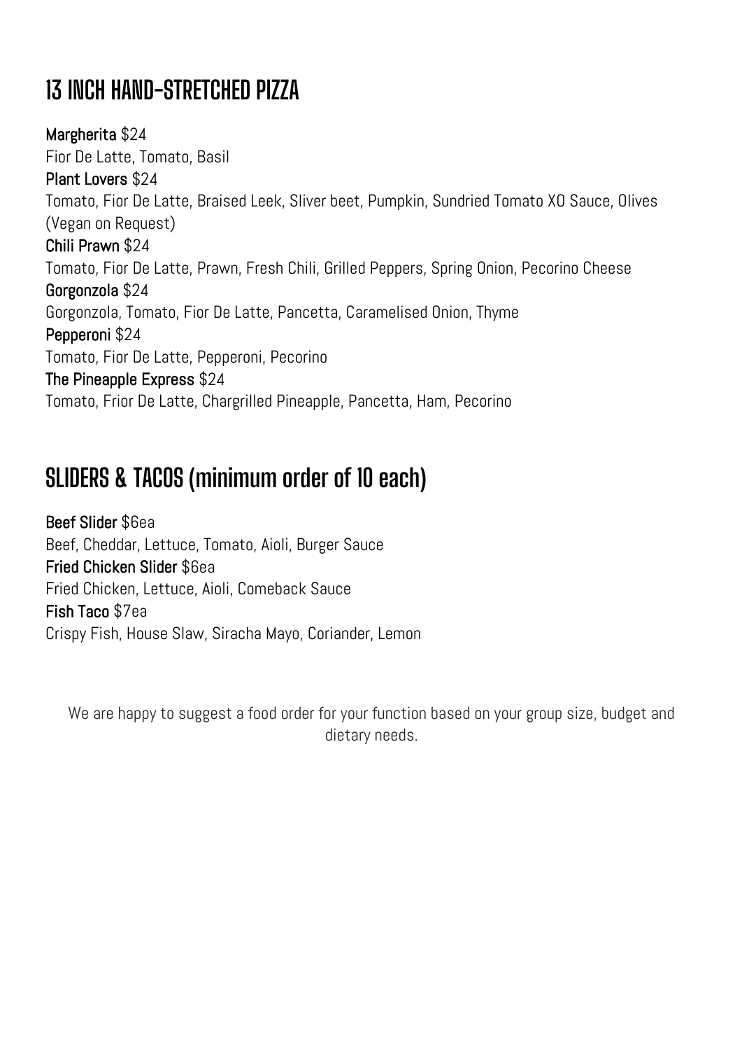## 13 INCH HAND-STRETCHED PIZZA

**Margherita** $24
Fior De Latte, Tomato, Basil

**Plant Lovers** $24
Tomato, Fior De Latte, Braised Leek, Sliver beet, Pumpkin, Sundried Tomato XO Sauce, Olives (Vegan on Request)

**Chili Prawn** $24
Tomato, Fior De Latte, Prawn, Fresh Chili, Grilled Peppers, Spring Onion, Pecorino Cheese

**Gorgonzola** $24
Gorgonzola, Tomato, Fior De Latte, Pancetta, Caramelised Onion, Thyme

**Pepperoni** $24
Tomato, Fior De Latte, Pepperoni, Pecorino

**The Pineapple Express** $24
Tomato, Frior De Latte, Chargrilled Pineapple, Pancetta, Ham, Pecorino

## SLIDERS & TACOS (minimum order of 10 each)

**Beef Slider** $6ea
Beef, Cheddar, Lettuce, Tomato, Aioli, Burger Sauce

**Fried Chicken Slider** $6ea
Fried Chicken, Lettuce, Aioli, Comeback Sauce

**Fish Taco** $7ea
Crispy Fish, House Slaw, Siracha Mayo, Coriander, Lemon

We are happy to suggest a food order for your function based on your group size, budget and dietary needs.